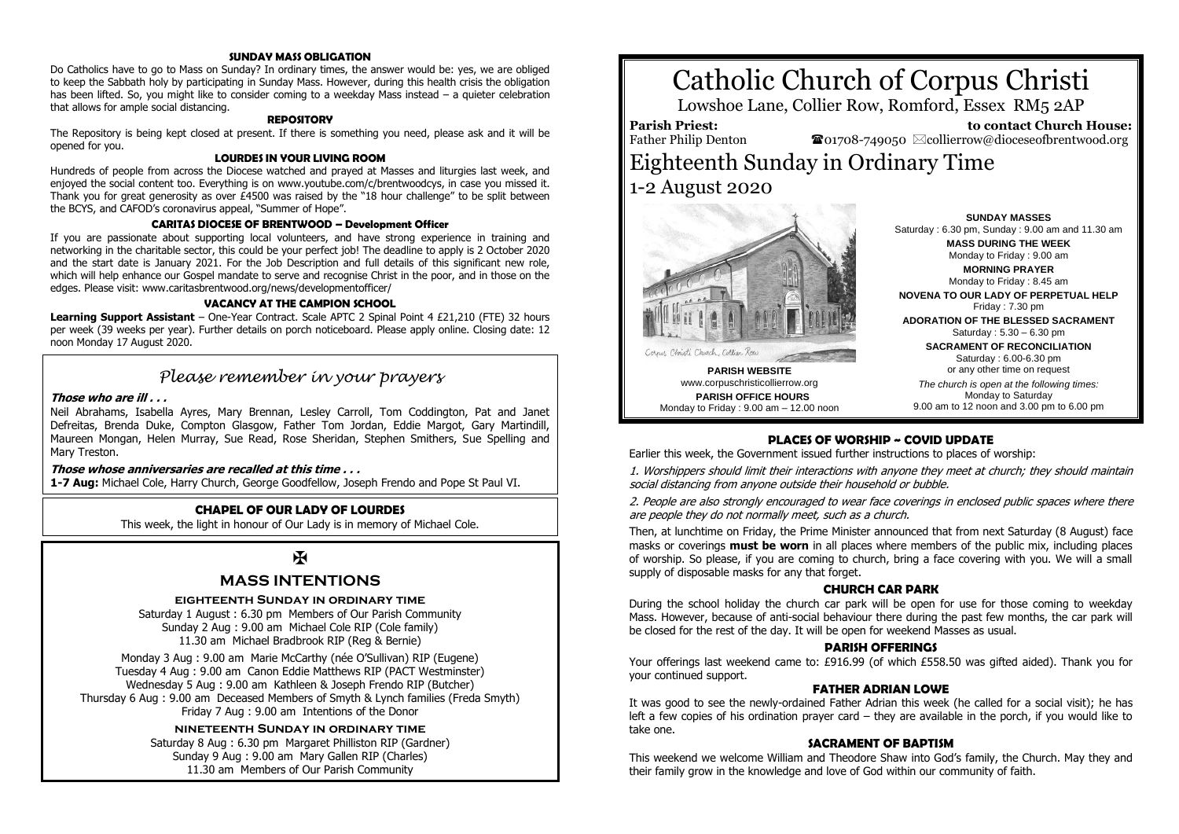## SUNDAY MASS OBLIGATION

Do Catholics have to go to Mass on Sunday? In ordinary times, the answer would be: yes, we are obliged to keep the Sabbath holy by participating in Sunday Mass. However, during this health crisis the obligation has been lifted. So, you might like to consider coming to a weekday Mass instead – a quieter celebration that allows for ample social distancing.

## REPOSITORY

The Repository is being kept closed at present. If there is something you need, please ask and it will be opened for you.

## LOURDES IN YOUR LIVING ROOM

Hundreds of people from across the Diocese watched and prayed at Masses and liturgies last week, and enjoyed the social content too. Everything is on www.youtube.com/c/brentwoodcys, in case you missed it. Thank you for great generosity as over £4500 was raised by the "18 hour challenge" to be split between the BCYS, and CAFOD's coronavirus appeal, "Summer of Hope".

## CARITAS DIOCESE OF BRENTWOOD – Development Officer

If you are passionate about supporting local volunteers, and have strong experience in training and networking in the charitable sector, this could be your perfect job! The deadline to apply is 2 October 2020 and the start date is January 2021. For the Job Description and full details of this significant new role, which will help enhance our Gospel mandate to serve and recognise Christ in the poor, and in those on the edges. Please visit: www.caritasbrentwood.org/news/developmentofficer/

## VACANCY AT THE CAMPION SCHOOL

**Learning Support Assistant** – One-Year Contract. Scale APTC 2 Spinal Point 4 £21,210 (FTE) 32 hours per week (39 weeks per year). Further details on porch noticeboard. Please apply online. Closing date: 12 noon Monday 17 August 2020.

## *Please remember in your prayers*

***Those who are ill . . .***

Neil Abrahams, Isabella Ayres, Mary Brennan, Lesley Carroll, Tom Coddington, Pat and Janet Defreitas, Brenda Duke, Compton Glasgow, Father Tom Jordan, Eddie Margot, Gary Martindill, Maureen Mongan, Helen Murray, Sue Read, Rose Sheridan, Stephen Smithers, Sue Spelling and Mary Treston.

***Those whose anniversaries are recalled at this time . . .***

**1-7 Aug:** Michael Cole, Harry Church, George Goodfellow, Joseph Frendo and Pope St Paul VI.

## CHAPEL OF OUR LADY OF LOURDES

This week, the light in honour of Our Lady is in memory of Michael Cole.

✠

## MASS INTENTIONS

### EIGHTEENTH SUNDAY IN ORDINARY TIME

Saturday 1 August : 6.30 pm Members of Our Parish Community
Sunday 2 Aug : 9.00 am Michael Cole RIP (Cole family)
11.30 am Michael Bradbrook RIP (Reg & Bernie)

Monday 3 Aug : 9.00 am Marie McCarthy (née O'Sullivan) RIP (Eugene)
Tuesday 4 Aug : 9.00 am Canon Eddie Matthews RIP (PACT Westminster)
Wednesday 5 Aug : 9.00 am Kathleen & Joseph Frendo RIP (Butcher)
Thursday 6 Aug : 9.00 am Deceased Members of Smyth & Lynch families (Freda Smyth)
Friday 7 Aug : 9.00 am Intentions of the Donor

### NINETEENTH SUNDAY IN ORDINARY TIME

Saturday 8 Aug : 6.30 pm Margaret Philliston RIP (Gardner)
Sunday 9 Aug : 9.00 am Mary Gallen RIP (Charles)
11.30 am Members of Our Parish Community

# Catholic Church of Corpus Christi

Lowshoe Lane, Collier Row, Romford, Essex RM5 2AP

**Parish Priest:** Father Philip Denton

**to contact Church House:** ☎01708-749050 ✉collierrow@dioceseofbrentwood.org

# Eighteenth Sunday in Ordinary Time

1-2 August 2020

Corpus Christi Church, Collier Row

**PARISH WEBSITE**
www.corpuschristicollierrow.org

**PARISH OFFICE HOURS**
Monday to Friday : 9.00 am – 12.00 noon

**SUNDAY MASSES**
Saturday : 6.30 pm, Sunday : 9.00 am and 11.30 am

**MASS DURING THE WEEK**
Monday to Friday : 9.00 am

**MORNING PRAYER**
Monday to Friday : 8.45 am

**NOVENA TO OUR LADY OF PERPETUAL HELP**
Friday : 7.30 pm

**ADORATION OF THE BLESSED SACRAMENT**
Saturday : 5.30 – 6.30 pm

**SACRAMENT OF RECONCILIATION**
Saturday : 6.00-6.30 pm
or any other time on request

*The church is open at the following times:*
Monday to Saturday
9.00 am to 12 noon and 3.00 pm to 6.00 pm

## PLACES OF WORSHIP ~ COVID UPDATE

Earlier this week, the Government issued further instructions to places of worship:

*1. Worshippers should limit their interactions with anyone they meet at church; they should maintain social distancing from anyone outside their household or bubble.*

*2. People are also strongly encouraged to wear face coverings in enclosed public spaces where there are people they do not normally meet, such as a church.*

Then, at lunchtime on Friday, the Prime Minister announced that from next Saturday (8 August) face masks or coverings **must be worn** in all places where members of the public mix, including places of worship. So please, if you are coming to church, bring a face covering with you. We will a small supply of disposable masks for any that forget.

## CHURCH CAR PARK

During the school holiday the church car park will be open for use for those coming to weekday Mass. However, because of anti-social behaviour there during the past few months, the car park will be closed for the rest of the day. It will be open for weekend Masses as usual.

## PARISH OFFERINGS

Your offerings last weekend came to: £916.99 (of which £558.50 was gifted aided). Thank you for your continued support.

## FATHER ADRIAN LOWE

It was good to see the newly-ordained Father Adrian this week (he called for a social visit); he has left a few copies of his ordination prayer card – they are available in the porch, if you would like to take one.

## SACRAMENT OF BAPTISM

This weekend we welcome William and Theodore Shaw into God's family, the Church. May they and their family grow in the knowledge and love of God within our community of faith.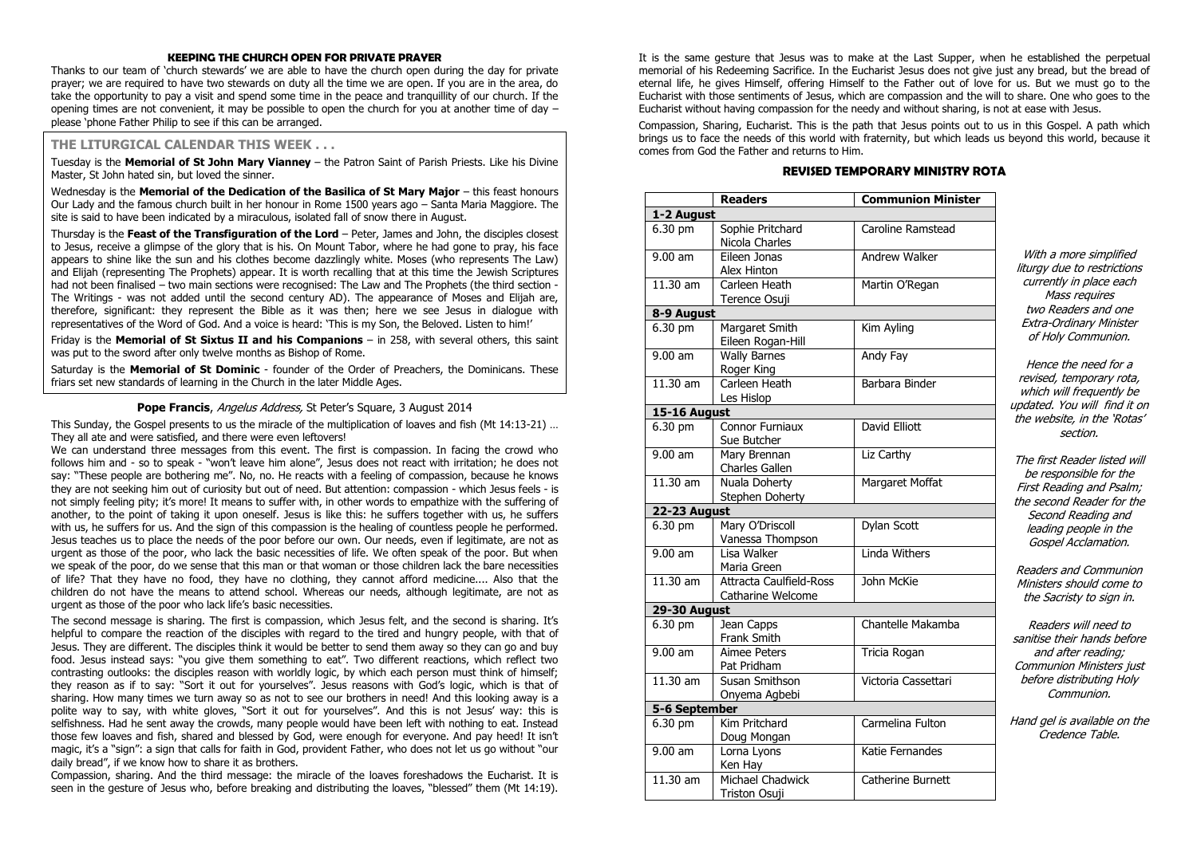### KEEPING THE CHURCH OPEN FOR PRIVATE PRAYER

Thanks to our team of 'church stewards' we are able to have the church open during the day for private prayer; we are required to have two stewards on duty all the time we are open. If you are in the area, do take the opportunity to pay a visit and spend some time in the peace and tranquillity of our church. If the opening times are not convenient, it may be possible to open the church for you at another time of day – please 'phone Father Philip to see if this can be arranged.

## THE LITURGICAL CALENDAR THIS WEEK . . .

Tuesday is the **Memorial of St John Mary Vianney** – the Patron Saint of Parish Priests. Like his Divine Master, St John hated sin, but loved the sinner.

Wednesday is the **Memorial of the Dedication of the Basilica of St Mary Major** – this feast honours Our Lady and the famous church built in her honour in Rome 1500 years ago – Santa Maria Maggiore. The site is said to have been indicated by a miraculous, isolated fall of snow there in August.

Thursday is the **Feast of the Transfiguration of the Lord** – Peter, James and John, the disciples closest to Jesus, receive a glimpse of the glory that is his. On Mount Tabor, where he had gone to pray, his face appears to shine like the sun and his clothes become dazzlingly white. Moses (who represents The Law) and Elijah (representing The Prophets) appear. It is worth recalling that at this time the Jewish Scriptures had not been finalised – two main sections were recognised: The Law and The Prophets (the third section - The Writings - was not added until the second century AD). The appearance of Moses and Elijah are, therefore, significant: they represent the Bible as it was then; here we see Jesus in dialogue with representatives of the Word of God. And a voice is heard: 'This is my Son, the Beloved. Listen to him!'

Friday is the **Memorial of St Sixtus II and his Companions** – in 258, with several others, this saint was put to the sword after only twelve months as Bishop of Rome.

Saturday is the **Memorial of St Dominic** - founder of the Order of Preachers, the Dominicans. These friars set new standards of learning in the Church in the later Middle Ages.

### Pope Francis, *Angelus Address,* St Peter's Square, 3 August 2014

This Sunday, the Gospel presents to us the miracle of the multiplication of loaves and fish (Mt 14:13-21) … They all ate and were satisfied, and there were even leftovers!

We can understand three messages from this event. The first is compassion. In facing the crowd who follows him and - so to speak - "won't leave him alone", Jesus does not react with irritation; he does not say: "These people are bothering me". No, no. He reacts with a feeling of compassion, because he knows they are not seeking him out of curiosity but out of need. But attention: compassion - which Jesus feels - is not simply feeling pity; it's more! It means to suffer with, in other words to empathize with the suffering of another, to the point of taking it upon oneself. Jesus is like this: he suffers together with us, he suffers with us, he suffers for us. And the sign of this compassion is the healing of countless people he performed. Jesus teaches us to place the needs of the poor before our own. Our needs, even if legitimate, are not as urgent as those of the poor, who lack the basic necessities of life. We often speak of the poor. But when we speak of the poor, do we sense that this man or that woman or those children lack the bare necessities of life? That they have no food, they have no clothing, they cannot afford medicine.... Also that the children do not have the means to attend school. Whereas our needs, although legitimate, are not as urgent as those of the poor who lack life's basic necessities.

The second message is sharing. The first is compassion, which Jesus felt, and the second is sharing. It's helpful to compare the reaction of the disciples with regard to the tired and hungry people, with that of Jesus. They are different. The disciples think it would be better to send them away so they can go and buy food. Jesus instead says: "you give them something to eat". Two different reactions, which reflect two contrasting outlooks: the disciples reason with worldly logic, by which each person must think of himself; they reason as if to say: "Sort it out for yourselves". Jesus reasons with God's logic, which is that of sharing. How many times we turn away so as not to see our brothers in need! And this looking away is a polite way to say, with white gloves, "Sort it out for yourselves". And this is not Jesus' way: this is selfishness. Had he sent away the crowds, many people would have been left with nothing to eat. Instead those few loaves and fish, shared and blessed by God, were enough for everyone. And pay heed! It isn't magic, it's a "sign": a sign that calls for faith in God, provident Father, who does not let us go without "our daily bread", if we know how to share it as brothers.

Compassion, sharing. And the third message: the miracle of the loaves foreshadows the Eucharist. It is seen in the gesture of Jesus who, before breaking and distributing the loaves, "blessed" them (Mt 14:19). It is the same gesture that Jesus was to make at the Last Supper, when he established the perpetual memorial of his Redeeming Sacrifice. In the Eucharist Jesus does not give just any bread, but the bread of eternal life, he gives Himself, offering Himself to the Father out of love for us. But we must go to the Eucharist with those sentiments of Jesus, which are compassion and the will to share. One who goes to the Eucharist without having compassion for the needy and without sharing, is not at ease with Jesus.

Compassion, Sharing, Eucharist. This is the path that Jesus points out to us in this Gospel. A path which brings us to face the needs of this world with fraternity, but which leads us beyond this world, because it comes from God the Father and returns to Him.

### REVISED TEMPORARY MINISTRY ROTA

| | Readers | Communion Minister |
|---|---|---|
| **1-2 August** | | |
| 6.30 pm | Sophie Pritchard<br>Nicola Charles | Caroline Ramstead |
| 9.00 am | Eileen Jonas<br>Alex Hinton | Andrew Walker |
| 11.30 am | Carleen Heath<br>Terence Osuji | Martin O'Regan |
| **8-9 August** | | |
| 6.30 pm | Margaret Smith<br>Eileen Rogan-Hill | Kim Ayling |
| 9.00 am | Wally Barnes<br>Roger King | Andy Fay |
| 11.30 am | Carleen Heath<br>Les Hislop | Barbara Binder |
| **15-16 August** | | |
| 6.30 pm | Connor Furniaux<br>Sue Butcher | David Elliott |
| 9.00 am | Mary Brennan<br>Charles Gallen | Liz Carthy |
| 11.30 am | Nuala Doherty<br>Stephen Doherty | Margaret Moffat |
| **22-23 August** | | |
| 6.30 pm | Mary O'Driscoll<br>Vanessa Thompson | Dylan Scott |
| 9.00 am | Lisa Walker<br>Maria Green | Linda Withers |
| 11.30 am | Attracta Caulfield-Ross<br>Catharine Welcome | John McKie |
| **29-30 August** | | |
| 6.30 pm | Jean Capps<br>Frank Smith | Chantelle Makamba |
| 9.00 am | Aimee Peters<br>Pat Pridham | Tricia Rogan |
| 11.30 am | Susan Smithson<br>Onyema Agbebi | Victoria Cassettari |
| **5-6 September** | | |
| 6.30 pm | Kim Pritchard<br>Doug Mongan | Carmelina Fulton |
| 9.00 am | Lorna Lyons<br>Ken Hay | Katie Fernandes |
| 11.30 am | Michael Chadwick<br>Triston Osuji | Catherine Burnett |

*With a more simplified liturgy due to restrictions currently in place each Mass requires two Readers and one Extra-Ordinary Minister of Holy Communion.*

*Hence the need for a revised, temporary rota, which will frequently be updated. You will find it on the website, in the 'Rotas' section.*

*The first Reader listed will be responsible for the First Reading and Psalm; the second Reader for the Second Reading and leading people in the Gospel Acclamation.*

*Readers and Communion Ministers should come to the Sacristy to sign in.*

*Readers will need to sanitise their hands before and after reading; Communion Ministers just before distributing Holy Communion.*

*Hand gel is available on the Credence Table.*